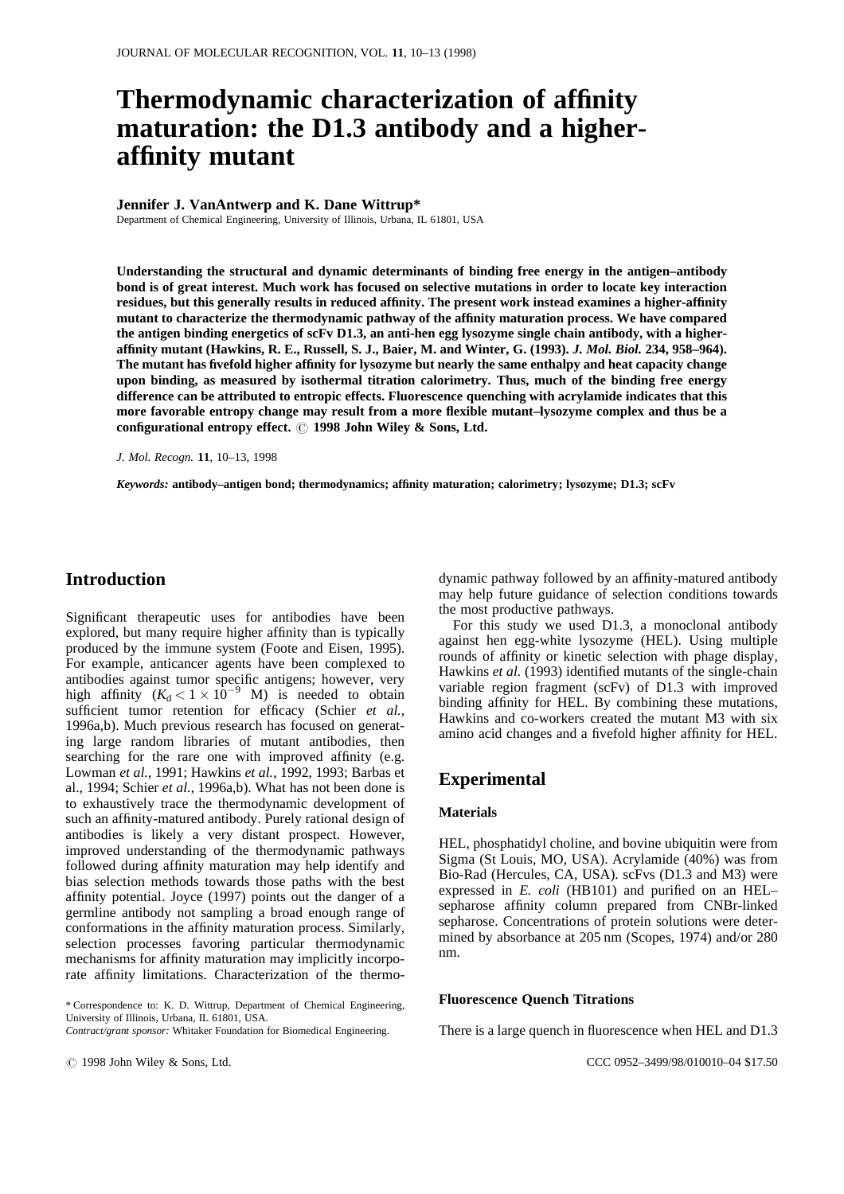# Thermodynamic characterization of affinity maturation: the D1.3 antibody and a higher-affinity mutant

**Jennifer J. VanAntwerp and K. Dane Wittrup***

Department of Chemical Engineering, University of Illinois, Urbana, IL 61801, USA

**Understanding the structural and dynamic determinants of binding free energy in the antigen–antibody bond is of great interest. Much work has focused on selective mutations in order to locate key interaction residues, but this generally results in reduced affinity. The present work instead examines a higher-affinity mutant to characterize the thermodynamic pathway of the affinity maturation process. We have compared the antigen binding energetics of scFv D1.3, an anti-hen egg lysozyme single chain antibody, with a higher-affinity mutant (Hawkins, R. E., Russell, S. J., Baier, M. and Winter, G. (1993). *J. Mol. Biol.* 234, 958–964). The mutant has fivefold higher affinity for lysozyme but nearly the same enthalpy and heat capacity change upon binding, as measured by isothermal titration calorimetry. Thus, much of the binding free energy difference can be attributed to entropic effects. Fluorescence quenching with acrylamide indicates that this more favorable entropy change may result from a more flexible mutant–lysozyme complex and thus be a configurational entropy effect. © 1998 John Wiley & Sons, Ltd.**

*J. Mol. Recogn.* **11**, 10–13, 1998

*Keywords:* **antibody–antigen bond; thermodynamics; affinity maturation; calorimetry; lysozyme; D1.3; scFv**

## Introduction

Significant therapeutic uses for antibodies have been explored, but many require higher affinity than is typically produced by the immune system (Foote and Eisen, 1995). For example, anticancer agents have been complexed to antibodies against tumor specific antigens; however, very high affinity ($K_d < 1 \times 10^{-9}$ M) is needed to obtain sufficient tumor retention for efficacy (Schier *et al.*, 1996a,b). Much previous research has focused on generating large random libraries of mutant antibodies, then searching for the rare one with improved affinity (e.g. Lowman *et al.*, 1991; Hawkins *et al.*, 1992, 1993; Barbas et al., 1994; Schier *et al.*, 1996a,b). What has not been done is to exhaustively trace the thermodynamic development of such an affinity-matured antibody. Purely rational design of antibodies is likely a very distant prospect. However, improved understanding of the thermodynamic pathways followed during affinity maturation may help identify and bias selection methods towards those paths with the best affinity potential. Joyce (1997) points out the danger of a germline antibody not sampling a broad enough range of conformations in the affinity maturation process. Similarly, selection processes favoring particular thermodynamic mechanisms for affinity maturation may implicitly incorporate affinity limitations. Characterization of the thermodynamic pathway followed by an affinity-matured antibody may help future guidance of selection conditions towards the most productive pathways.

For this study we used D1.3, a monoclonal antibody against hen egg-white lysozyme (HEL). Using multiple rounds of affinity or kinetic selection with phage display, Hawkins *et al.* (1993) identified mutants of the single-chain variable region fragment (scFv) of D1.3 with improved binding affinity for HEL. By combining these mutations, Hawkins and co-workers created the mutant M3 with six amino acid changes and a fivefold higher affinity for HEL.

## Experimental

### Materials

HEL, phosphatidyl choline, and bovine ubiquitin were from Sigma (St Louis, MO, USA). Acrylamide (40%) was from Bio-Rad (Hercules, CA, USA). scFvs (D1.3 and M3) were expressed in *E. coli* (HB101) and purified on an HEL–sepharose affinity column prepared from CNBr-linked sepharose. Concentrations of protein solutions were determined by absorbance at 205 nm (Scopes, 1974) and/or 280 nm.

### Fluorescence Quench Titrations

There is a large quench in fluorescence when HEL and D1.3

\* Correspondence to: K. D. Wittrup, Department of Chemical Engineering, University of Illinois, Urbana, IL 61801, USA.

*Contract/grant sponsor:* Whitaker Foundation for Biomedical Engineering.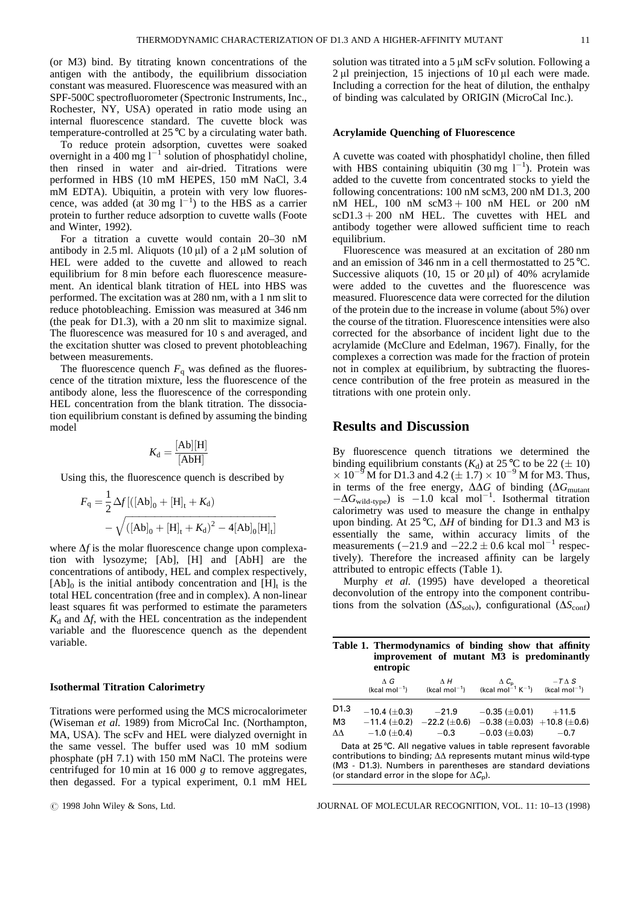(or M3) bind. By titrating known concentrations of the antigen with the antibody, the equilibrium dissociation constant was measured. Fluorescence was measured with an SPF-500C spectrofluorometer (Spectronic Instruments, Inc., Rochester, NY, USA) operated in ratio mode using an internal fluorescence standard. The cuvette block was temperature-controlled at 25 °C by a circulating water bath.

To reduce protein adsorption, cuvettes were soaked overnight in a 400 mg $l^{-1}$ solution of phosphatidyl choline, then rinsed in water and air-dried. Titrations were performed in HBS (10 mM HEPES, 150 mM NaCl, 3.4 mM EDTA). Ubiquitin, a protein with very low fluorescence, was added (at 30 mg $l^{-1}$) to the HBS as a carrier protein to further reduce adsorption to cuvette walls (Foote and Winter, 1992).

For a titration a cuvette would contain 20–30 nM antibody in 2.5 ml. Aliquots (10 μl) of a 2 μM solution of HEL were added to the cuvette and allowed to reach equilibrium for 8 min before each fluorescence measurement. An identical blank titration of HEL into HBS was performed. The excitation was at 280 nm, with a 1 nm slit to reduce photobleaching. Emission was measured at 346 nm (the peak for D1.3), with a 20 nm slit to maximize signal. The fluorescence was measured for 10 s and averaged, and the excitation shutter was closed to prevent photobleaching between measurements.

The fluorescence quench $F_q$ was defined as the fluorescence of the titration mixture, less the fluorescence of the antibody alone, less the fluorescence of the corresponding HEL concentration from the blank titration. The dissociation equilibrium constant is defined by assuming the binding model

$$K_d = \frac{[\mathrm{Ab}][\mathrm{H}]}{[\mathrm{AbH}]}$$

Using this, the fluorescence quench is described by

$$F_q = \frac{1}{2}\Delta f\left[([\mathrm{Ab}]_0 + [\mathrm{H}]_t + K_d) - \sqrt{([\mathrm{Ab}]_0 + [\mathrm{H}]_t + K_d)^2 - 4[\mathrm{Ab}]_0[\mathrm{H}]_t}\right]$$

where $\Delta f$ is the molar fluorescence change upon complexation with lysozyme; [Ab], [H] and [AbH] are the concentrations of antibody, HEL and complex respectively, $[\mathrm{Ab}]_0$ is the initial antibody concentration and $[\mathrm{H}]_t$ is the total HEL concentration (free and in complex). A non-linear least squares fit was performed to estimate the parameters $K_d$ and $\Delta f$, with the HEL concentration as the independent variable and the fluorescence quench as the dependent variable.

### Isothermal Titration Calorimetry

Titrations were performed using the MCS microcalorimeter (Wiseman *et al.* 1989) from MicroCal Inc. (Northampton, MA, USA). The scFv and HEL were dialyzed overnight in the same vessel. The buffer used was 10 mM sodium phosphate (pH 7.1) with 150 mM NaCl. The proteins were centrifuged for 10 min at 16 000 *g* to remove aggregates, then degassed. For a typical experiment, 0.1 mM HEL solution was titrated into a 5 μM scFv solution. Following a 2 μl preinjection, 15 injections of 10 μl each were made. Including a correction for the heat of dilution, the enthalpy of binding was calculated by ORIGIN (MicroCal Inc.).

### Acrylamide Quenching of Fluorescence

A cuvette was coated with phosphatidyl choline, then filled with HBS containing ubiquitin (30 mg $l^{-1}$). Protein was added to the cuvette from concentrated stocks to yield the following concentrations: 100 nM scM3, 200 nM D1.3, 200 nM HEL, 100 nM scM3 + 100 nM HEL or 200 nM scD1.3 + 200 nM HEL. The cuvettes with HEL and antibody together were allowed sufficient time to reach equilibrium.

Fluorescence was measured at an excitation of 280 nm and an emission of 346 nm in a cell thermostatted to 25 °C. Successive aliquots (10, 15 or 20 μl) of 40% acrylamide were added to the cuvettes and the fluorescence was measured. Fluorescence data were corrected for the dilution of the protein due to the increase in volume (about 5%) over the course of the titration. Fluorescence intensities were also corrected for the absorbance of incident light due to the acrylamide (McClure and Edelman, 1967). Finally, for the complexes a correction was made for the fraction of protein not in complex at equilibrium, by subtracting the fluorescence contribution of the free protein as measured in the titrations with one protein only.

## Results and Discussion

By fluorescence quench titrations we determined the binding equilibrium constants ($K_d$) at 25 °C to be 22 (± 10) $\times 10^{-9}$ M for D1.3 and 4.2 (± 1.7) $\times 10^{-9}$ M for M3. Thus, in terms of the free energy, $\Delta\Delta G$ of binding ($\Delta G_{\mathrm{mutant}} - \Delta G_{\mathrm{wild\text{-}type}}$) is −1.0 kcal $\mathrm{mol}^{-1}$. Isothermal titration calorimetry was used to measure the change in enthalpy upon binding. At 25 °C, $\Delta H$ of binding for D1.3 and M3 is essentially the same, within accuracy limits of the measurements (−21.9 and −22.2 ± 0.6 kcal $\mathrm{mol}^{-1}$ respectively). Therefore the increased affinity can be largely attributed to entropic effects (Table 1).

Murphy *et al.* (1995) have developed a theoretical deconvolution of the entropy into the component contributions from the solvation ($\Delta S_{\mathrm{solv}}$), configurational ($\Delta S_{\mathrm{conf}}$)

**Table 1. Thermodynamics of binding show that affinity improvement of mutant M3 is predominantly entropic**

| | $\Delta G$ (kcal $\mathrm{mol}^{-1}$) | $\Delta H$ (kcal $\mathrm{mol}^{-1}$) | $\Delta C_p$ (kcal $\mathrm{mol}^{-1}$ $\mathrm{K}^{-1}$) | $-T\Delta S$ (kcal $\mathrm{mol}^{-1}$) |
|---|---|---|---|---|
| D1.3 | −10.4 (±0.3) | −21.9 | −0.35 (±0.01) | +11.5 |
| M3 | −11.4 (±0.2) | −22.2 (±0.6) | −0.38 (±0.03) | +10.8 (±0.6) |
| ΔΔ | −1.0 (±0.4) | −0.3 | −0.03 (±0.03) | −0.7 |

Data at 25 °C. All negative values in table represent favorable contributions to binding; ΔΔ represents mutant minus wild-type (M3 - D1.3). Numbers in parentheses are standard deviations (or standard error in the slope for $\Delta C_p$).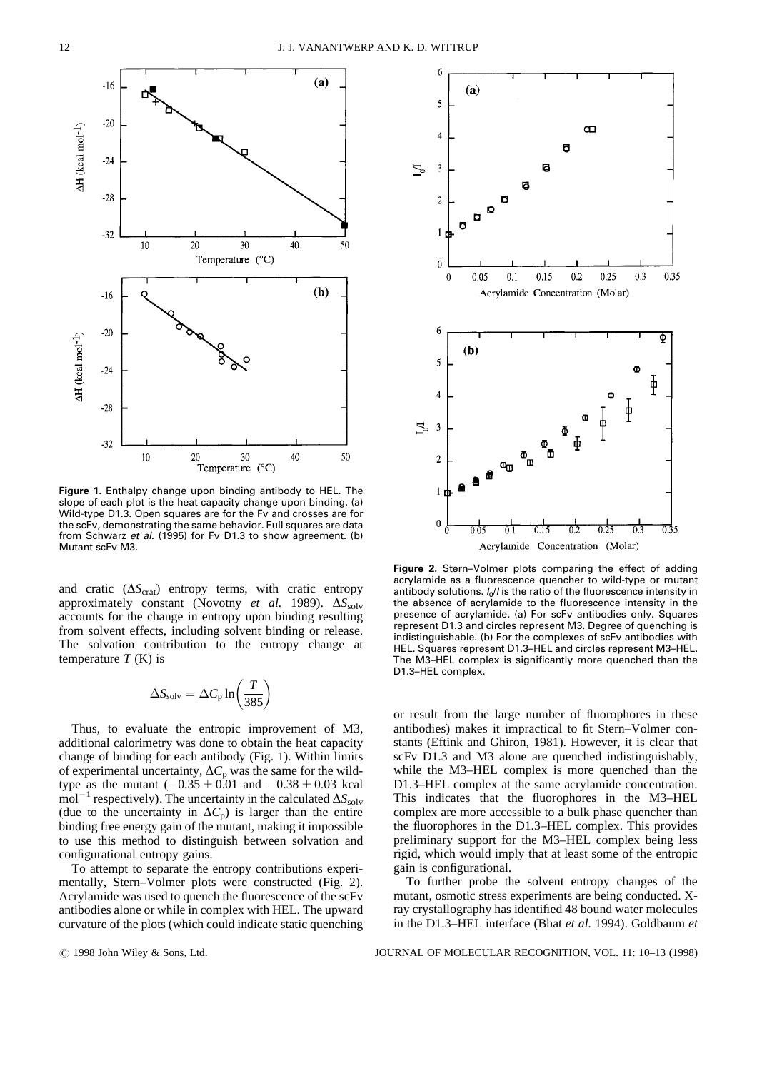**Figure 1.** Enthalpy change upon binding antibody to HEL. The slope of each plot is the heat capacity change upon binding. (a) Wild-type D1.3. Open squares are for the Fv and crosses are for the scFv, demonstrating the same behavior. Full squares are data from Schwarz *et al.* (1995) for Fv D1.3 to show agreement. (b) Mutant scFv M3.

**Figure 2.** Stern–Volmer plots comparing the effect of adding acrylamide as a fluorescence quencher to wild-type or mutant antibody solutions. $I_0/I$ is the ratio of the fluorescence intensity in the absence of acrylamide to the fluorescence intensity in the presence of acrylamide. (a) For scFv antibodies only. Squares represent D1.3 and circles represent M3. Degree of quenching is indistinguishable. (b) For the complexes of scFv antibodies with HEL. Squares represent D1.3–HEL and circles represent M3–HEL. The M3–HEL complex is significantly more quenched than the D1.3–HEL complex.

and cratic ($\Delta S_{\text{crat}}$) entropy terms, with cratic entropy approximately constant (Novotny *et al.* 1989). $\Delta S_{\text{solv}}$ accounts for the change in entropy upon binding resulting from solvent effects, including solvent binding or release. The solvation contribution to the entropy change at temperature $T$ (K) is

$$\Delta S_{\text{solv}} = \Delta C_{\text{p}} \ln\left(\frac{T}{385}\right)$$

Thus, to evaluate the entropic improvement of M3, additional calorimetry was done to obtain the heat capacity change of binding for each antibody (Fig. 1). Within limits of experimental uncertainty, $\Delta C_{\text{p}}$ was the same for the wild-type as the mutant ($-0.35 \pm 0.01$ and $-0.38 \pm 0.03$ kcal mol$^{-1}$ respectively). The uncertainty in the calculated $\Delta S_{\text{solv}}$ (due to the uncertainty in $\Delta C_{\text{p}}$) is larger than the entire binding free energy gain of the mutant, making it impossible to use this method to distinguish between solvation and configurational entropy gains.

To attempt to separate the entropy contributions experimentally, Stern–Volmer plots were constructed (Fig. 2). Acrylamide was used to quench the fluorescence of the scFv antibodies alone or while in complex with HEL. The upward curvature of the plots (which could indicate static quenching or result from the large number of fluorophores in these antibodies) makes it impractical to fit Stern–Volmer constants (Eftink and Ghiron, 1981). However, it is clear that scFv D1.3 and M3 alone are quenched indistinguishably, while the M3–HEL complex is more quenched than the D1.3–HEL complex at the same acrylamide concentration. This indicates that the fluorophores in the M3–HEL complex are more accessible to a bulk phase quencher than the fluorophores in the D1.3–HEL complex. This provides preliminary support for the M3–HEL complex being less rigid, which would imply that at least some of the entropic gain is configurational.

To further probe the solvent entropy changes of the mutant, osmotic stress experiments are being conducted. X-ray crystallography has identified 48 bound water molecules in the D1.3–HEL interface (Bhat *et al.* 1994). Goldbaum *et*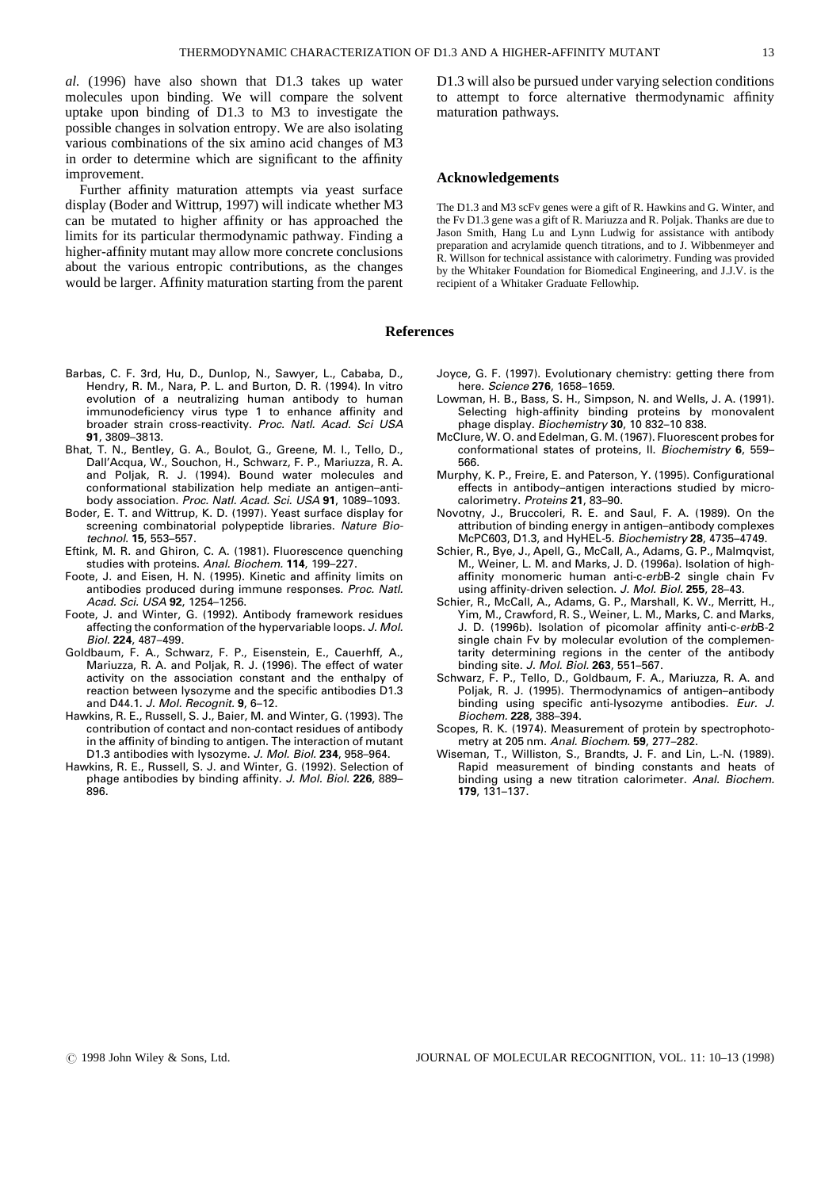*al.* (1996) have also shown that D1.3 takes up water molecules upon binding. We will compare the solvent uptake upon binding of D1.3 to M3 to investigate the possible changes in solvation entropy. We are also isolating various combinations of the six amino acid changes of M3 in order to determine which are significant to the affinity improvement.

Further affinity maturation attempts via yeast surface display (Boder and Wittrup, 1997) will indicate whether M3 can be mutated to higher affinity or has approached the limits for its particular thermodynamic pathway. Finding a higher-affinity mutant may allow more concrete conclusions about the various entropic contributions, as the changes would be larger. Affinity maturation starting from the parent D1.3 will also be pursued under varying selection conditions to attempt to force alternative thermodynamic affinity maturation pathways.

## Acknowledgements

The D1.3 and M3 scFv genes were a gift of R. Hawkins and G. Winter, and the Fv D1.3 gene was a gift of R. Mariuzza and R. Poljak. Thanks are due to Jason Smith, Hang Lu and Lynn Ludwig for assistance with antibody preparation and acrylamide quench titrations, and to J. Wibbenmeyer and R. Willson for technical assistance with calorimetry. Funding was provided by the Whitaker Foundation for Biomedical Engineering, and J.J.V. is the recipient of a Whitaker Graduate Fellowhip.

## References

Barbas, C. F. 3rd, Hu, D., Dunlop, N., Sawyer, L., Cababa, D., Hendry, R. M., Nara, P. L. and Burton, D. R. (1994). In vitro evolution of a neutralizing human antibody to human immunodeficiency virus type 1 to enhance affinity and broader strain cross-reactivity. *Proc. Natl. Acad. Sci USA* **91**, 3809–3813.

Bhat, T. N., Bentley, G. A., Boulot, G., Greene, M. I., Tello, D., Dall'Acqua, W., Souchon, H., Schwarz, F. P., Mariuzza, R. A. and Poljak, R. J. (1994). Bound water molecules and conformational stabilization help mediate an antigen–antibody association. *Proc. Natl. Acad. Sci. USA* **91**, 1089–1093.

Boder, E. T. and Wittrup, K. D. (1997). Yeast surface display for screening combinatorial polypeptide libraries. *Nature Biotechnol.* **15**, 553–557.

Eftink, M. R. and Ghiron, C. A. (1981). Fluorescence quenching studies with proteins. *Anal. Biochem.* **114**, 199–227.

Foote, J. and Eisen, H. N. (1995). Kinetic and affinity limits on antibodies produced during immune responses. *Proc. Natl. Acad. Sci. USA* **92**, 1254–1256.

Foote, J. and Winter, G. (1992). Antibody framework residues affecting the conformation of the hypervariable loops. *J. Mol. Biol.* **224**, 487–499.

Goldbaum, F. A., Schwarz, F. P., Eisenstein, E., Cauerhff, A., Mariuzza, R. A. and Poljak, R. J. (1996). The effect of water activity on the association constant and the enthalpy of reaction between lysozyme and the specific antibodies D1.3 and D44.1. *J. Mol. Recognit.* **9**, 6–12.

Hawkins, R. E., Russell, S. J., Baier, M. and Winter, G. (1993). The contribution of contact and non-contact residues of antibody in the affinity of binding to antigen. The interaction of mutant D1.3 antibodies with lysozyme. *J. Mol. Biol.* **234**, 958–964.

Hawkins, R. E., Russell, S. J. and Winter, G. (1992). Selection of phage antibodies by binding affinity. *J. Mol. Biol.* **226**, 889–896.

Joyce, G. F. (1997). Evolutionary chemistry: getting there from here. *Science* **276**, 1658–1659.

Lowman, H. B., Bass, S. H., Simpson, N. and Wells, J. A. (1991). Selecting high-affinity binding proteins by monovalent phage display. *Biochemistry* **30**, 10 832–10 838.

McClure, W. O. and Edelman, G. M. (1967). Fluorescent probes for conformational states of proteins, II. *Biochemistry* **6**, 559–566.

Murphy, K. P., Freire, E. and Paterson, Y. (1995). Configurational effects in antibody–antigen interactions studied by microcalorimetry. *Proteins* **21**, 83–90.

Novotny, J., Bruccoleri, R. E. and Saul, F. A. (1989). On the attribution of binding energy in antigen–antibody complexes McPC603, D1.3, and HyHEL-5. *Biochemistry* **28**, 4735–4749.

Schier, R., Bye, J., Apell, G., McCall, A., Adams, G. P., Malmqvist, M., Weiner, L. M. and Marks, J. D. (1996a). Isolation of high-affinity monomeric human anti-c-*erb*B-2 single chain Fv using affinity-driven selection. *J. Mol. Biol.* **255**, 28–43.

Schier, R., McCall, A., Adams, G. P., Marshall, K. W., Merritt, H., Yim, M., Crawford, R. S., Weiner, L. M., Marks, C. and Marks, J. D. (1996b). Isolation of picomolar affinity anti-c-*erb*B-2 single chain Fv by molecular evolution of the complementarity determining regions in the center of the antibody binding site. *J. Mol. Biol.* **263**, 551–567.

Schwarz, F. P., Tello, D., Goldbaum, F. A., Mariuzza, R. A. and Poljak, R. J. (1995). Thermodynamics of antigen–antibody binding using specific anti-lysozyme antibodies. *Eur. J. Biochem.* **228**, 388–394.

Scopes, R. K. (1974). Measurement of protein by spectrophotometry at 205 nm. *Anal. Biochem.* **59**, 277–282.

Wiseman, T., Williston, S., Brandts, J. F. and Lin, L.-N. (1989). Rapid measurement of binding constants and heats of binding using a new titration calorimeter. *Anal. Biochem.* **179**, 131–137.